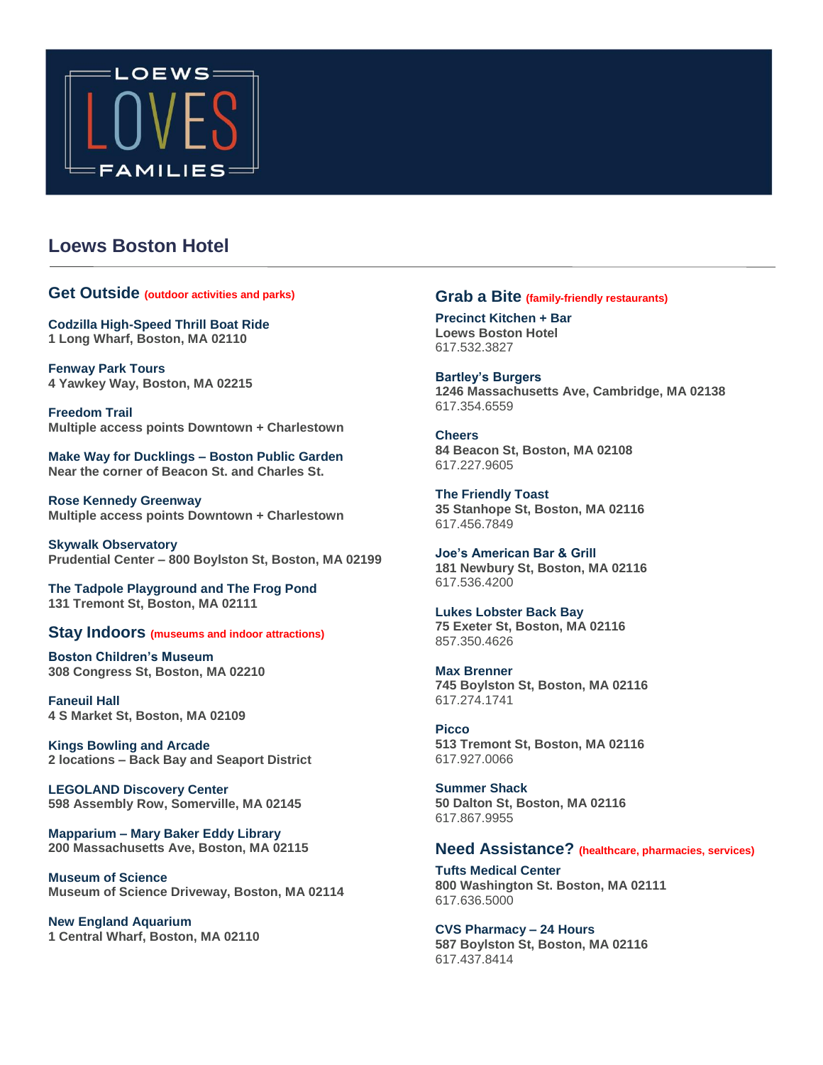LOEWS LOVES FAMILIES

## Loews Boston Hotel

### Get Outside (outdoor activities and parks)

**Codzilla High-Speed Thrill Boat Ride**
1 Long Wharf, Boston, MA 02110

**Fenway Park Tours**
4 Yawkey Way, Boston, MA 02215

**Freedom Trail**
Multiple access points Downtown + Charlestown

**Make Way for Ducklings – Boston Public Garden**
Near the corner of Beacon St. and Charles St.

**Rose Kennedy Greenway**
Multiple access points Downtown + Charlestown

**Skywalk Observatory**
Prudential Center – 800 Boylston St, Boston, MA 02199

**The Tadpole Playground and The Frog Pond**
131 Tremont St, Boston, MA 02111

### Stay Indoors (museums and indoor attractions)

**Boston Children's Museum**
308 Congress St, Boston, MA 02210

**Faneuil Hall**
4 S Market St, Boston, MA 02109

**Kings Bowling and Arcade**
2 locations – Back Bay and Seaport District

**LEGOLAND Discovery Center**
598 Assembly Row, Somerville, MA 02145

**Mapparium – Mary Baker Eddy Library**
200 Massachusetts Ave, Boston, MA 02115

**Museum of Science**
Museum of Science Driveway, Boston, MA 02114

**New England Aquarium**
1 Central Wharf, Boston, MA 02110

### Grab a Bite (family-friendly restaurants)

**Precinct Kitchen + Bar**
Loews Boston Hotel
617.532.3827

**Bartley's Burgers**
1246 Massachusetts Ave, Cambridge, MA 02138
617.354.6559

**Cheers**
84 Beacon St, Boston, MA 02108
617.227.9605

**The Friendly Toast**
35 Stanhope St, Boston, MA 02116
617.456.7849

**Joe's American Bar & Grill**
181 Newbury St, Boston, MA 02116
617.536.4200

**Lukes Lobster Back Bay**
75 Exeter St, Boston, MA 02116
857.350.4626

**Max Brenner**
745 Boylston St, Boston, MA 02116
617.274.1741

**Picco**
513 Tremont St, Boston, MA 02116
617.927.0066

**Summer Shack**
50 Dalton St, Boston, MA 02116
617.867.9955

### Need Assistance? (healthcare, pharmacies, services)

**Tufts Medical Center**
800 Washington St. Boston, MA 02111
617.636.5000

**CVS Pharmacy – 24 Hours**
587 Boylston St, Boston, MA 02116
617.437.8414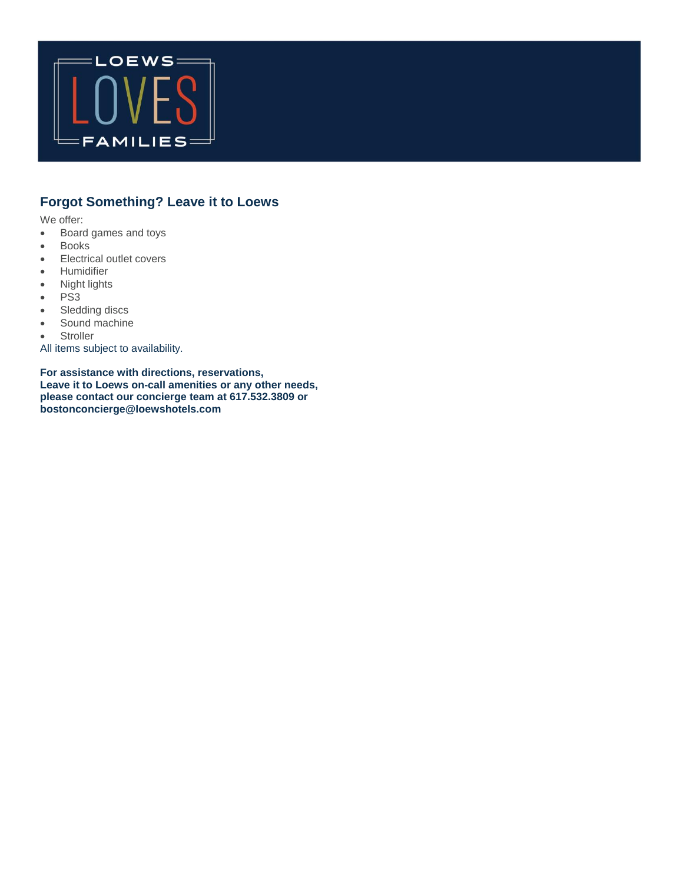LOEWS LOVES FAMILIES

## Forgot Something? Leave it to Loews

We offer:

- Board games and toys
- Books
- Electrical outlet covers
- Humidifier
- Night lights
- PS3
- Sledding discs
- Sound machine
- Stroller

All items subject to availability.

**For assistance with directions, reservations,**
**Leave it to Loews on-call amenities or any other needs,**
**please contact our concierge team at 617.532.3809 or**
**bostonconcierge@loewshotels.com**